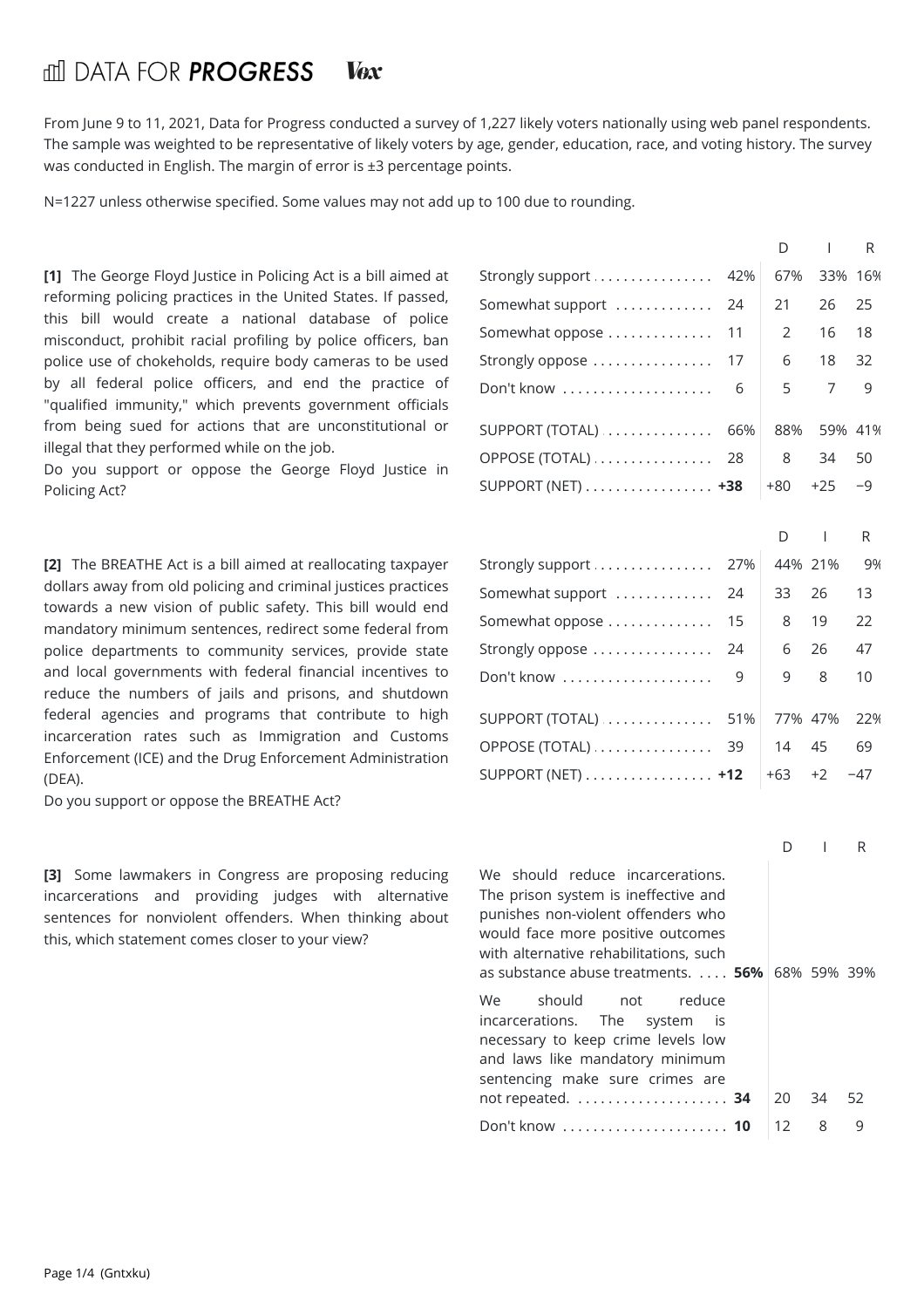DATA FOR **PROGRESS** Vox

From June 9 to 11, 2021, Data for Progress conducted a survey of 1,227 likely voters nationally using web panel respondents. The sample was weighted to be representative of likely voters by age, gender, education, race, and voting history. The survey was conducted in English. The margin of error is ±3 percentage points.

N=1227 unless otherwise specified. Some values may not add up to 100 due to rounding.

**[1]** The George Floyd Justice in Policing Act is a bill aimed at reforming policing practices in the United States. If passed, this bill would create a national database of police misconduct, prohibit racial profiling by police officers, ban police use of chokeholds, require body cameras to be used by all federal police officers, and end the practice of "qualified immunity," which prevents government officials from being sued for actions that are unconstitutional or illegal that they performed while on the job.
Do you support or oppose the George Floyd Justice in Policing Act?

| | | D | I | R |
|---|---|---|---|---|
| Strongly support | 42% | 67% | 33% | 16% |
| Somewhat support | 24 | 21 | 26 | 25 |
| Somewhat oppose | 11 | 2 | 16 | 18 |
| Strongly oppose | 17 | 6 | 18 | 32 |
| Don't know | 6 | 5 | 7 | 9 |
| SUPPORT (TOTAL) | 66% | 88% | 59% | 41% |
| OPPOSE (TOTAL) | 28 | 8 | 34 | 50 |
| SUPPORT (NET) | **+38** | +80 | +25 | −9 |

**[2]** The BREATHE Act is a bill aimed at reallocating taxpayer dollars away from old policing and criminal justices practices towards a new vision of public safety. This bill would end mandatory minimum sentences, redirect some federal from police departments to community services, provide state and local governments with federal financial incentives to reduce the numbers of jails and prisons, and shutdown federal agencies and programs that contribute to high incarceration rates such as Immigration and Customs Enforcement (ICE) and the Drug Enforcement Administration (DEA).
Do you support or oppose the BREATHE Act?

| | | D | I | R |
|---|---|---|---|---|
| Strongly support | 27% | 44% | 21% | 9% |
| Somewhat support | 24 | 33 | 26 | 13 |
| Somewhat oppose | 15 | 8 | 19 | 22 |
| Strongly oppose | 24 | 6 | 26 | 47 |
| Don't know | 9 | 9 | 8 | 10 |
| SUPPORT (TOTAL) | 51% | 77% | 47% | 22% |
| OPPOSE (TOTAL) | 39 | 14 | 45 | 69 |
| SUPPORT (NET) | **+12** | +63 | +2 | −47 |

**[3]** Some lawmakers in Congress are proposing reducing incarcerations and providing judges with alternative sentences for nonviolent offenders. When thinking about this, which statement comes closer to your view?

| | | D | I | R |
|---|---|---|---|---|
| We should reduce incarcerations. The prison system is ineffective and punishes non-violent offenders who would face more positive outcomes with alternative rehabilitations, such as substance abuse treatments. | **56%** | 68% | 59% | 39% |
| We should not reduce incarcerations. The system is necessary to keep crime levels low and laws like mandatory minimum sentencing make sure crimes are not repeated. | **34** | 20 | 34 | 52 |
| Don't know | **10** | 12 | 8 | 9 |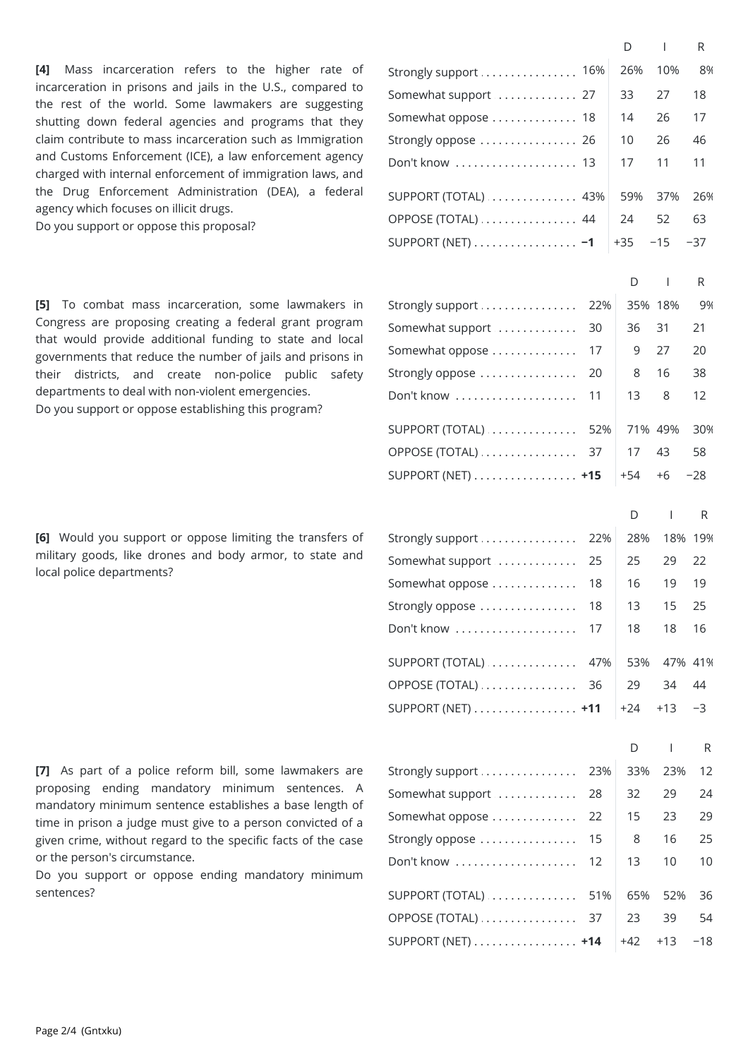**[4]** Mass incarceration refers to the higher rate of incarceration in prisons and jails in the U.S., compared to the rest of the world. Some lawmakers are suggesting shutting down federal agencies and programs that they claim contribute to mass incarceration such as Immigration and Customs Enforcement (ICE), a law enforcement agency charged with internal enforcement of immigration laws, and the Drug Enforcement Administration (DEA), a federal agency which focuses on illicit drugs.
Do you support or oppose this proposal?

| | | D | I | R |
|---|---|---|---|---|
| Strongly support | 16% | 26% | 10% | 8% |
| Somewhat support | 27 | 33 | 27 | 18 |
| Somewhat oppose | 18 | 14 | 26 | 17 |
| Strongly oppose | 26 | 10 | 26 | 46 |
| Don't know | 13 | 17 | 11 | 11 |
| SUPPORT (TOTAL) | 43% | 59% | 37% | 26% |
| OPPOSE (TOTAL) | 44 | 24 | 52 | 63 |
| SUPPORT (NET) | **−1** | +35 | −15 | −37 |

**[5]** To combat mass incarceration, some lawmakers in Congress are proposing creating a federal grant program that would provide additional funding to state and local governments that reduce the number of jails and prisons in their districts, and create non-police public safety departments to deal with non-violent emergencies.
Do you support or oppose establishing this program?

| | | D | I | R |
|---|---|---|---|---|
| Strongly support | 22% | 35% | 18% | 9% |
| Somewhat support | 30 | 36 | 31 | 21 |
| Somewhat oppose | 17 | 9 | 27 | 20 |
| Strongly oppose | 20 | 8 | 16 | 38 |
| Don't know | 11 | 13 | 8 | 12 |
| SUPPORT (TOTAL) | 52% | 71% | 49% | 30% |
| OPPOSE (TOTAL) | 37 | 17 | 43 | 58 |
| SUPPORT (NET) | **+15** | +54 | +6 | −28 |

**[6]** Would you support or oppose limiting the transfers of military goods, like drones and body armor, to state and local police departments?

| | | D | I | R |
|---|---|---|---|---|
| Strongly support | 22% | 28% | 18% | 19% |
| Somewhat support | 25 | 25 | 29 | 22 |
| Somewhat oppose | 18 | 16 | 19 | 19 |
| Strongly oppose | 18 | 13 | 15 | 25 |
| Don't know | 17 | 18 | 18 | 16 |
| SUPPORT (TOTAL) | 47% | 53% | 47% | 41% |
| OPPOSE (TOTAL) | 36 | 29 | 34 | 44 |
| SUPPORT (NET) | **+11** | +24 | +13 | −3 |

**[7]** As part of a police reform bill, some lawmakers are proposing ending mandatory minimum sentences. A mandatory minimum sentence establishes a base length of time in prison a judge must give to a person convicted of a given crime, without regard to the specific facts of the case or the person's circumstance.
Do you support or oppose ending mandatory minimum sentences?

| | | D | I | R |
|---|---|---|---|---|
| Strongly support | 23% | 33% | 23% | 12 |
| Somewhat support | 28 | 32 | 29 | 24 |
| Somewhat oppose | 22 | 15 | 23 | 29 |
| Strongly oppose | 15 | 8 | 16 | 25 |
| Don't know | 12 | 13 | 10 | 10 |
| SUPPORT (TOTAL) | 51% | 65% | 52% | 36 |
| OPPOSE (TOTAL) | 37 | 23 | 39 | 54 |
| SUPPORT (NET) | **+14** | +42 | +13 | −18 |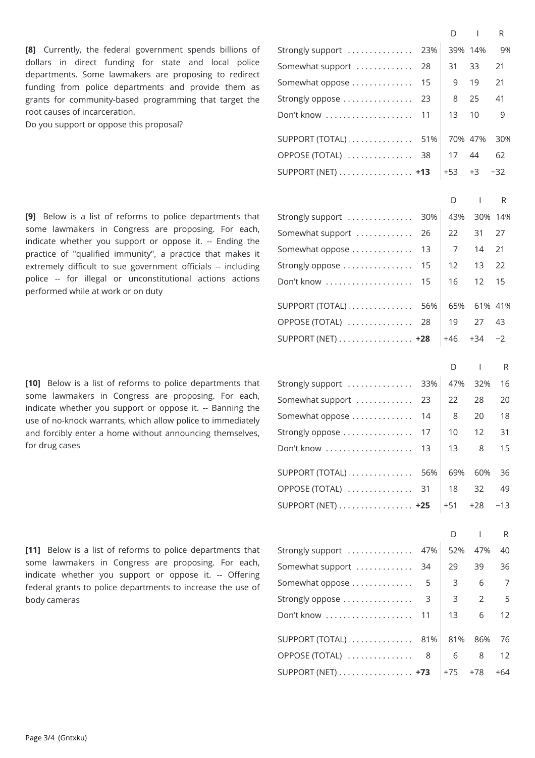**[8]** Currently, the federal government spends billions of dollars in direct funding for state and local police departments. Some lawmakers are proposing to redirect funding from police departments and provide them as grants for community-based programming that target the root causes of incarceration.
Do you support or oppose this proposal?

| | | D | I | R |
|---|---|---|---|---|
| Strongly support | 23% | 39% | 14% | 9% |
| Somewhat support | 28 | 31 | 33 | 21 |
| Somewhat oppose | 15 | 9 | 19 | 21 |
| Strongly oppose | 23 | 8 | 25 | 41 |
| Don't know | 11 | 13 | 10 | 9 |
| SUPPORT (TOTAL) | 51% | 70% | 47% | 30% |
| OPPOSE (TOTAL) | 38 | 17 | 44 | 62 |
| SUPPORT (NET) | **+13** | +53 | +3 | −32 |

**[9]** Below is a list of reforms to police departments that some lawmakers in Congress are proposing. For each, indicate whether you support or oppose it. -- Ending the practice of "qualified immunity", a practice that makes it extremely difficult to sue government officials -- including police -- for illegal or unconstitutional actions actions performed while at work or on duty

| | | D | I | R |
|---|---|---|---|---|
| Strongly support | 30% | 43% | 30% | 14% |
| Somewhat support | 26 | 22 | 31 | 27 |
| Somewhat oppose | 13 | 7 | 14 | 21 |
| Strongly oppose | 15 | 12 | 13 | 22 |
| Don't know | 15 | 16 | 12 | 15 |
| SUPPORT (TOTAL) | 56% | 65% | 61% | 41% |
| OPPOSE (TOTAL) | 28 | 19 | 27 | 43 |
| SUPPORT (NET) | **+28** | +46 | +34 | −2 |

**[10]** Below is a list of reforms to police departments that some lawmakers in Congress are proposing. For each, indicate whether you support or oppose it. -- Banning the use of no-knock warrants, which allow police to immediately and forcibly enter a home without announcing themselves, for drug cases

| | | D | I | R |
|---|---|---|---|---|
| Strongly support | 33% | 47% | 32% | 16 |
| Somewhat support | 23 | 22 | 28 | 20 |
| Somewhat oppose | 14 | 8 | 20 | 18 |
| Strongly oppose | 17 | 10 | 12 | 31 |
| Don't know | 13 | 13 | 8 | 15 |
| SUPPORT (TOTAL) | 56% | 69% | 60% | 36 |
| OPPOSE (TOTAL) | 31 | 18 | 32 | 49 |
| SUPPORT (NET) | **+25** | +51 | +28 | −13 |

**[11]** Below is a list of reforms to police departments that some lawmakers in Congress are proposing. For each, indicate whether you support or oppose it. -- Offering federal grants to police departments to increase the use of body cameras

| | | D | I | R |
|---|---|---|---|---|
| Strongly support | 47% | 52% | 47% | 40 |
| Somewhat support | 34 | 29 | 39 | 36 |
| Somewhat oppose | 5 | 3 | 6 | 7 |
| Strongly oppose | 3 | 3 | 2 | 5 |
| Don't know | 11 | 13 | 6 | 12 |
| SUPPORT (TOTAL) | 81% | 81% | 86% | 76 |
| OPPOSE (TOTAL) | 8 | 6 | 8 | 12 |
| SUPPORT (NET) | **+73** | +75 | +78 | +64 |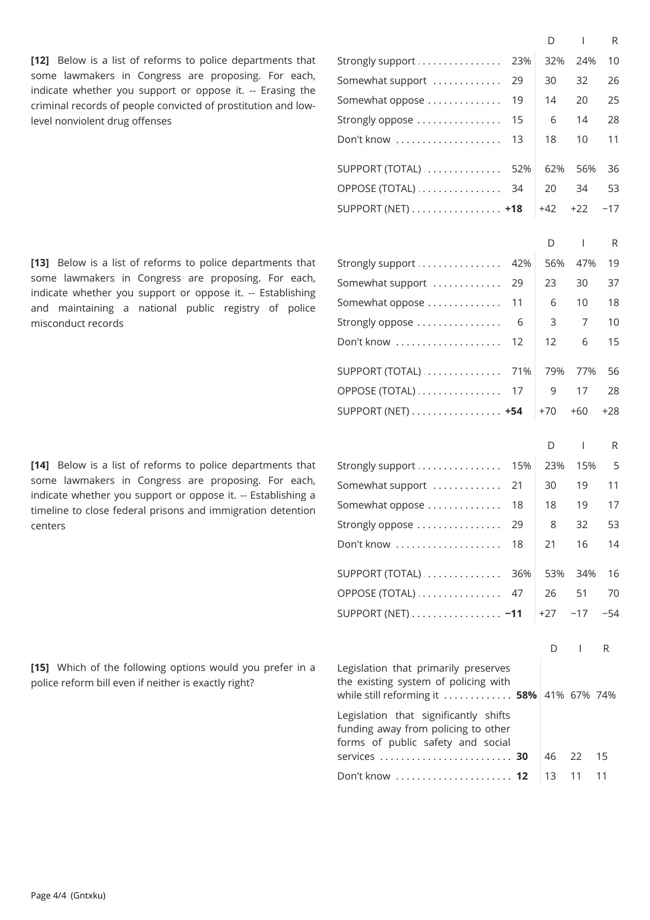**[12]** Below is a list of reforms to police departments that some lawmakers in Congress are proposing. For each, indicate whether you support or oppose it. -- Erasing the criminal records of people convicted of prostitution and low-level nonviolent drug offenses

| | | D | I | R |
|---|---|---|---|---|
| Strongly support | 23% | 32% | 24% | 10 |
| Somewhat support | 29 | 30 | 32 | 26 |
| Somewhat oppose | 19 | 14 | 20 | 25 |
| Strongly oppose | 15 | 6 | 14 | 28 |
| Don't know | 13 | 18 | 10 | 11 |
| SUPPORT (TOTAL) | 52% | 62% | 56% | 36 |
| OPPOSE (TOTAL) | 34 | 20 | 34 | 53 |
| SUPPORT (NET) | **+18** | +42 | +22 | −17 |

**[13]** Below is a list of reforms to police departments that some lawmakers in Congress are proposing. For each, indicate whether you support or oppose it. -- Establishing and maintaining a national public registry of police misconduct records

| | | D | I | R |
|---|---|---|---|---|
| Strongly support | 42% | 56% | 47% | 19 |
| Somewhat support | 29 | 23 | 30 | 37 |
| Somewhat oppose | 11 | 6 | 10 | 18 |
| Strongly oppose | 6 | 3 | 7 | 10 |
| Don't know | 12 | 12 | 6 | 15 |
| SUPPORT (TOTAL) | 71% | 79% | 77% | 56 |
| OPPOSE (TOTAL) | 17 | 9 | 17 | 28 |
| SUPPORT (NET) | **+54** | +70 | +60 | +28 |

**[14]** Below is a list of reforms to police departments that some lawmakers in Congress are proposing. For each, indicate whether you support or oppose it. -- Establishing a timeline to close federal prisons and immigration detention centers

| | | D | I | R |
|---|---|---|---|---|
| Strongly support | 15% | 23% | 15% | 5 |
| Somewhat support | 21 | 30 | 19 | 11 |
| Somewhat oppose | 18 | 18 | 19 | 17 |
| Strongly oppose | 29 | 8 | 32 | 53 |
| Don't know | 18 | 21 | 16 | 14 |
| SUPPORT (TOTAL) | 36% | 53% | 34% | 16 |
| OPPOSE (TOTAL) | 47 | 26 | 51 | 70 |
| SUPPORT (NET) | **−11** | +27 | −17 | −54 |

**[15]** Which of the following options would you prefer in a police reform bill even if neither is exactly right?

| | | D | I | R |
|---|---|---|---|---|
| Legislation that primarily preserves the existing system of policing with while still reforming it | **58%** | 41% | 67% | 74% |
| Legislation that significantly shifts funding away from policing to other forms of public safety and social services | **30** | 46 | 22 | 15 |
| Don't know | **12** | 13 | 11 | 11 |